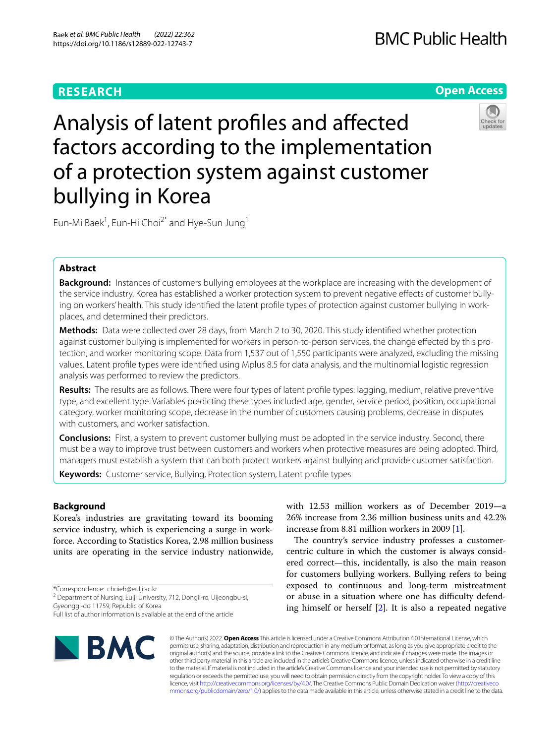RESEARCH

Open Access

# Analysis of latent profiles and affected factors according to the implementation of a protection system against customer bullying in Korea

Eun-Mi Baek[1], Eun-Hi Choi[2*] and Hye-Sun Jung[1]

## Abstract

**Background:** Instances of customers bullying employees at the workplace are increasing with the development of the service industry. Korea has established a worker protection system to prevent negative effects of customer bullying on workers' health. This study identified the latent profile types of protection against customer bullying in workplaces, and determined their predictors.

**Methods:** Data were collected over 28 days, from March 2 to 30, 2020. This study identified whether protection against customer bullying is implemented for workers in person-to-person services, the change effected by this protection, and worker monitoring scope. Data from 1,537 out of 1,550 participants were analyzed, excluding the missing values. Latent profile types were identified using Mplus 8.5 for data analysis, and the multinomial logistic regression analysis was performed to review the predictors.

**Results:** The results are as follows. There were four types of latent profile types: lagging, medium, relative preventive type, and excellent type. Variables predicting these types included age, gender, service period, position, occupational category, worker monitoring scope, decrease in the number of customers causing problems, decrease in disputes with customers, and worker satisfaction.

**Conclusions:** First, a system to prevent customer bullying must be adopted in the service industry. Second, there must be a way to improve trust between customers and workers when protective measures are being adopted. Third, managers must establish a system that can both protect workers against bullying and provide customer satisfaction.

**Keywords:** Customer service, Bullying, Protection system, Latent profile types

## Background

Korea's industries are gravitating toward its booming service industry, which is experiencing a surge in workforce. According to Statistics Korea, 2.98 million business units are operating in the service industry nationwide, with 12.53 million workers as of December 2019—a 26% increase from 2.36 million business units and 42.2% increase from 8.81 million workers in 2009 [1].

The country's service industry professes a customer-centric culture in which the customer is always considered correct—this, incidentally, is also the main reason for customers bullying workers. Bullying refers to being exposed to continuous and long-term mistreatment or abuse in a situation where one has difficulty defending himself or herself [2]. It is also a repeated negative

*Correspondence: choieh@eulji.ac.kr
[2] Department of Nursing, Eulji University, 712, Dongil-ro, Uijeongbu-si, Gyeonggi-do 11759, Republic of Korea
Full list of author information is available at the end of the article

© The Author(s) 2022. **Open Access** This article is licensed under a Creative Commons Attribution 4.0 International License, which permits use, sharing, adaptation, distribution and reproduction in any medium or format, as long as you give appropriate credit to the original author(s) and the source, provide a link to the Creative Commons licence, and indicate if changes were made. The images or other third party material in this article are included in the article's Creative Commons licence, unless indicated otherwise in a credit line to the material. If material is not included in the article's Creative Commons licence and your intended use is not permitted by statutory regulation or exceeds the permitted use, you will need to obtain permission directly from the copyright holder. To view a copy of this licence, visit http://creativecommons.org/licenses/by/4.0/. The Creative Commons Public Domain Dedication waiver (http://creativecommons.org/publicdomain/zero/1.0/) applies to the data made available in this article, unless otherwise stated in a credit line to the data.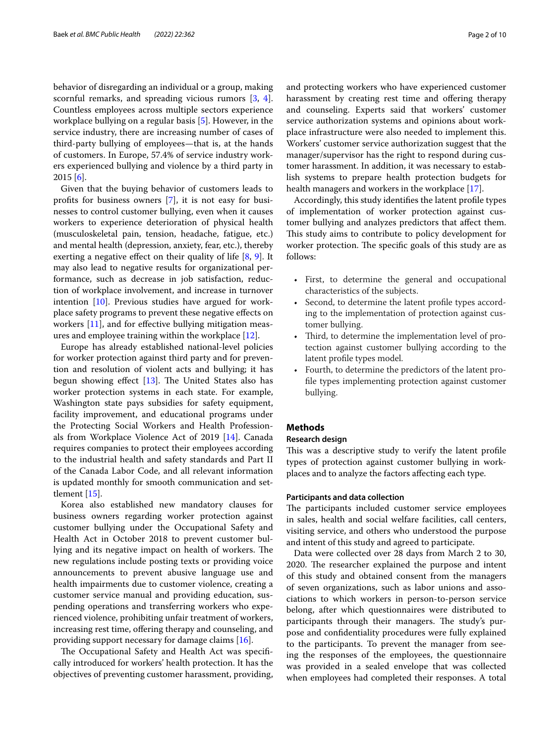behavior of disregarding an individual or a group, making scornful remarks, and spreading vicious rumors [3, 4]. Countless employees across multiple sectors experience workplace bullying on a regular basis [5]. However, in the service industry, there are increasing number of cases of third-party bullying of employees—that is, at the hands of customers. In Europe, 57.4% of service industry workers experienced bullying and violence by a third party in 2015 [6].

Given that the buying behavior of customers leads to profits for business owners [7], it is not easy for businesses to control customer bullying, even when it causes workers to experience deterioration of physical health (musculoskeletal pain, tension, headache, fatigue, etc.) and mental health (depression, anxiety, fear, etc.), thereby exerting a negative effect on their quality of life [8, 9]. It may also lead to negative results for organizational performance, such as decrease in job satisfaction, reduction of workplace involvement, and increase in turnover intention [10]. Previous studies have argued for workplace safety programs to prevent these negative effects on workers [11], and for effective bullying mitigation measures and employee training within the workplace [12].

Europe has already established national-level policies for worker protection against third party and for prevention and resolution of violent acts and bullying; it has begun showing effect [13]. The United States also has worker protection systems in each state. For example, Washington state pays subsidies for safety equipment, facility improvement, and educational programs under the Protecting Social Workers and Health Professionals from Workplace Violence Act of 2019 [14]. Canada requires companies to protect their employees according to the industrial health and safety standards and Part II of the Canada Labor Code, and all relevant information is updated monthly for smooth communication and settlement [15].

Korea also established new mandatory clauses for business owners regarding worker protection against customer bullying under the Occupational Safety and Health Act in October 2018 to prevent customer bullying and its negative impact on health of workers. The new regulations include posting texts or providing voice announcements to prevent abusive language use and health impairments due to customer violence, creating a customer service manual and providing education, suspending operations and transferring workers who experienced violence, prohibiting unfair treatment of workers, increasing rest time, offering therapy and counseling, and providing support necessary for damage claims [16].

The Occupational Safety and Health Act was specifically introduced for workers' health protection. It has the objectives of preventing customer harassment, providing, and protecting workers who have experienced customer harassment by creating rest time and offering therapy and counseling. Experts said that workers' customer service authorization systems and opinions about workplace infrastructure were also needed to implement this. Workers' customer service authorization suggest that the manager/supervisor has the right to respond during customer harassment. In addition, it was necessary to establish systems to prepare health protection budgets for health managers and workers in the workplace [17].

Accordingly, this study identifies the latent profile types of implementation of worker protection against customer bullying and analyzes predictors that affect them. This study aims to contribute to policy development for worker protection. The specific goals of this study are as follows:

- First, to determine the general and occupational characteristics of the subjects.
- Second, to determine the latent profile types according to the implementation of protection against customer bullying.
- Third, to determine the implementation level of protection against customer bullying according to the latent profile types model.
- Fourth, to determine the predictors of the latent profile types implementing protection against customer bullying.

## Methods

### Research design

This was a descriptive study to verify the latent profile types of protection against customer bullying in workplaces and to analyze the factors affecting each type.

### Participants and data collection

The participants included customer service employees in sales, health and social welfare facilities, call centers, visiting service, and others who understood the purpose and intent of this study and agreed to participate.

Data were collected over 28 days from March 2 to 30, 2020. The researcher explained the purpose and intent of this study and obtained consent from the managers of seven organizations, such as labor unions and associations to which workers in person-to-person service belong, after which questionnaires were distributed to participants through their managers. The study's purpose and confidentiality procedures were fully explained to the participants. To prevent the manager from seeing the responses of the employees, the questionnaire was provided in a sealed envelope that was collected when employees had completed their responses. A total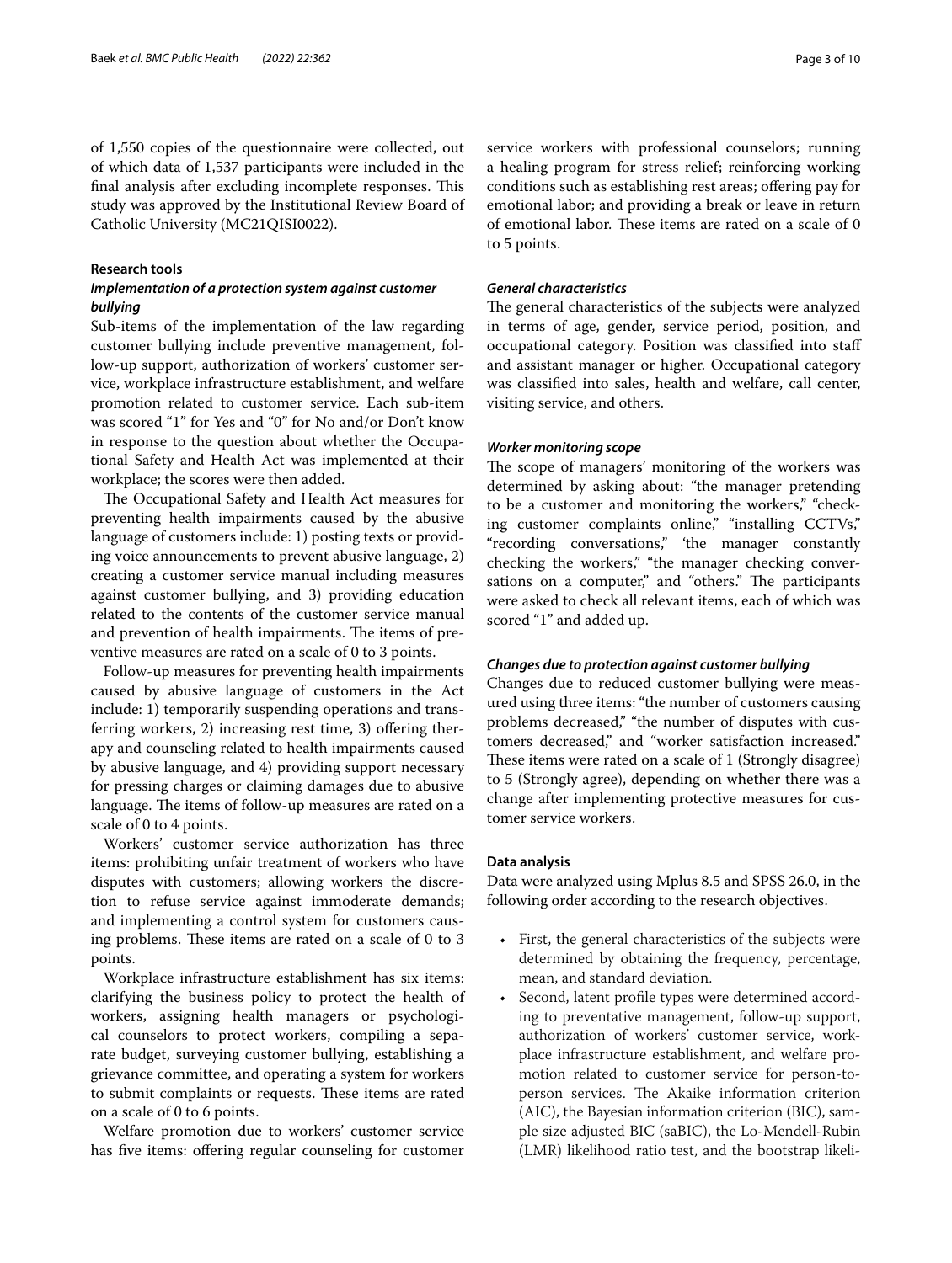of 1,550 copies of the questionnaire were collected, out of which data of 1,537 participants were included in the final analysis after excluding incomplete responses. This study was approved by the Institutional Review Board of Catholic University (MC21QISI0022).

## Research tools

### *Implementation of a protection system against customer bullying*

Sub-items of the implementation of the law regarding customer bullying include preventive management, follow-up support, authorization of workers' customer service, workplace infrastructure establishment, and welfare promotion related to customer service. Each sub-item was scored "1" for Yes and "0" for No and/or Don't know in response to the question about whether the Occupational Safety and Health Act was implemented at their workplace; the scores were then added.

The Occupational Safety and Health Act measures for preventing health impairments caused by the abusive language of customers include: 1) posting texts or providing voice announcements to prevent abusive language, 2) creating a customer service manual including measures against customer bullying, and 3) providing education related to the contents of the customer service manual and prevention of health impairments. The items of preventive measures are rated on a scale of 0 to 3 points.

Follow-up measures for preventing health impairments caused by abusive language of customers in the Act include: 1) temporarily suspending operations and transferring workers, 2) increasing rest time, 3) offering therapy and counseling related to health impairments caused by abusive language, and 4) providing support necessary for pressing charges or claiming damages due to abusive language. The items of follow-up measures are rated on a scale of 0 to 4 points.

Workers' customer service authorization has three items: prohibiting unfair treatment of workers who have disputes with customers; allowing workers the discretion to refuse service against immoderate demands; and implementing a control system for customers causing problems. These items are rated on a scale of 0 to 3 points.

Workplace infrastructure establishment has six items: clarifying the business policy to protect the health of workers, assigning health managers or psychological counselors to protect workers, compiling a separate budget, surveying customer bullying, establishing a grievance committee, and operating a system for workers to submit complaints or requests. These items are rated on a scale of 0 to 6 points.

Welfare promotion due to workers' customer service has five items: offering regular counseling for customer service workers with professional counselors; running a healing program for stress relief; reinforcing working conditions such as establishing rest areas; offering pay for emotional labor; and providing a break or leave in return of emotional labor. These items are rated on a scale of 0 to 5 points.

### *General characteristics*

The general characteristics of the subjects were analyzed in terms of age, gender, service period, position, and occupational category. Position was classified into staff and assistant manager or higher. Occupational category was classified into sales, health and welfare, call center, visiting service, and others.

### *Worker monitoring scope*

The scope of managers' monitoring of the workers was determined by asking about: "the manager pretending to be a customer and monitoring the workers," "checking customer complaints online," "installing CCTVs," "recording conversations," 'the manager constantly checking the workers," "the manager checking conversations on a computer," and "others." The participants were asked to check all relevant items, each of which was scored "1" and added up.

### *Changes due to protection against customer bullying*

Changes due to reduced customer bullying were measured using three items: "the number of customers causing problems decreased," "the number of disputes with customers decreased," and "worker satisfaction increased." These items were rated on a scale of 1 (Strongly disagree) to 5 (Strongly agree), depending on whether there was a change after implementing protective measures for customer service workers.

## Data analysis

Data were analyzed using Mplus 8.5 and SPSS 26.0, in the following order according to the research objectives.

- First, the general characteristics of the subjects were determined by obtaining the frequency, percentage, mean, and standard deviation.
- Second, latent profile types were determined according to preventative management, follow-up support, authorization of workers' customer service, workplace infrastructure establishment, and welfare promotion related to customer service for person-to-person services. The Akaike information criterion (AIC), the Bayesian information criterion (BIC), sample size adjusted BIC (saBIC), the Lo-Mendell-Rubin (LMR) likelihood ratio test, and the bootstrap likeli-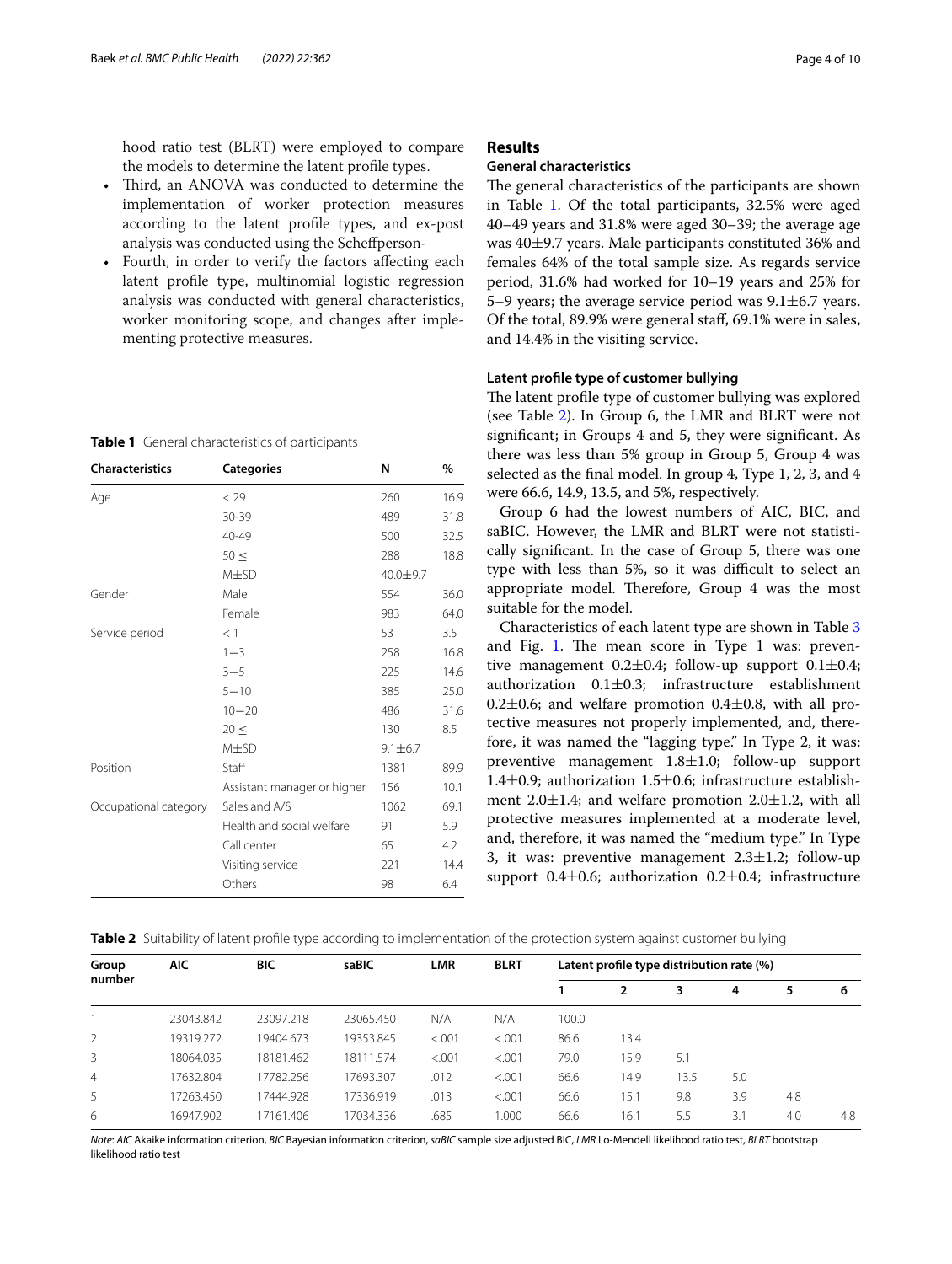hood ratio test (BLRT) were employed to compare the models to determine the latent profile types.

- Third, an ANOVA was conducted to determine the implementation of worker protection measures according to the latent profile types, and ex-post analysis was conducted using the Scheffperson-
- Fourth, in order to verify the factors affecting each latent profile type, multinomial logistic regression analysis was conducted with general characteristics, worker monitoring scope, and changes after implementing protective measures.

**Table 1** General characteristics of participants

| Characteristics | Categories | N | % |
|---|---|---|---|
| Age | < 29 | 260 | 16.9 |
| | 30-39 | 489 | 31.8 |
| | 40-49 | 500 | 32.5 |
| | 50 ≤ | 288 | 18.8 |
| | M±SD | 40.0±9.7 | |
| Gender | Male | 554 | 36.0 |
| | Female | 983 | 64.0 |
| Service period | < 1 | 53 | 3.5 |
| | 1−3 | 258 | 16.8 |
| | 3−5 | 225 | 14.6 |
| | 5−10 | 385 | 25.0 |
| | 10−20 | 486 | 31.6 |
| | 20 ≤ | 130 | 8.5 |
| | M±SD | 9.1±6.7 | |
| Position | Staff | 1381 | 89.9 |
| | Assistant manager or higher | 156 | 10.1 |
| Occupational category | Sales and A/S | 1062 | 69.1 |
| | Health and social welfare | 91 | 5.9 |
| | Call center | 65 | 4.2 |
| | Visiting service | 221 | 14.4 |
| | Others | 98 | 6.4 |

## Results

### General characteristics

The general characteristics of the participants are shown in Table 1. Of the total participants, 32.5% were aged 40–49 years and 31.8% were aged 30–39; the average age was 40±9.7 years. Male participants constituted 36% and females 64% of the total sample size. As regards service period, 31.6% had worked for 10–19 years and 25% for 5–9 years; the average service period was 9.1±6.7 years. Of the total, 89.9% were general staff, 69.1% were in sales, and 14.4% in the visiting service.

### Latent profile type of customer bullying

The latent profile type of customer bullying was explored (see Table 2). In Group 6, the LMR and BLRT were not significant; in Groups 4 and 5, they were significant. As there was less than 5% group in Group 5, Group 4 was selected as the final model. In group 4, Type 1, 2, 3, and 4 were 66.6, 14.9, 13.5, and 5%, respectively.

Group 6 had the lowest numbers of AIC, BIC, and saBIC. However, the LMR and BLRT were not statistically significant. In the case of Group 5, there was one type with less than 5%, so it was difficult to select an appropriate model. Therefore, Group 4 was the most suitable for the model.

Characteristics of each latent type are shown in Table 3 and Fig. 1. The mean score in Type 1 was: preventive management 0.2±0.4; follow-up support 0.1±0.4; authorization 0.1±0.3; infrastructure establishment 0.2±0.6; and welfare promotion 0.4±0.8, with all protective measures not properly implemented, and, therefore, it was named the "lagging type." In Type 2, it was: preventive management 1.8±1.0; follow-up support 1.4±0.9; authorization 1.5±0.6; infrastructure establishment 2.0±1.4; and welfare promotion 2.0±1.2, with all protective measures implemented at a moderate level, and, therefore, it was named the "medium type." In Type 3, it was: preventive management 2.3±1.2; follow-up support 0.4±0.6; authorization 0.2±0.4; infrastructure

**Table 2** Suitability of latent profile type according to implementation of the protection system against customer bullying

| Group number | AIC | BIC | saBIC | LMR | BLRT | Latent profile type distribution rate (%) | | | | | |
|---|---|---|---|---|---|---|---|---|---|---|---|
| | | | | | | 1 | 2 | 3 | 4 | 5 | 6 |
| 1 | 23043.842 | 23097.218 | 23065.450 | N/A | N/A | 100.0 | | | | | |
| 2 | 19319.272 | 19404.673 | 19353.845 | <.001 | <.001 | 86.6 | 13.4 | | | | |
| 3 | 18064.035 | 18181.462 | 18111.574 | <.001 | <.001 | 79.0 | 15.9 | 5.1 | | | |
| 4 | 17632.804 | 17782.256 | 17693.307 | .012 | <.001 | 66.6 | 14.9 | 13.5 | 5.0 | | |
| 5 | 17263.450 | 17444.928 | 17336.919 | .013 | <.001 | 66.6 | 15.1 | 9.8 | 3.9 | 4.8 | |
| 6 | 16947.902 | 17161.406 | 17034.336 | .685 | 1.000 | 66.6 | 16.1 | 5.5 | 3.1 | 4.0 | 4.8 |

*Note*: *AIC* Akaike information criterion, *BIC* Bayesian information criterion, *saBIC* sample size adjusted BIC, *LMR* Lo-Mendell likelihood ratio test, *BLRT* bootstrap likelihood ratio test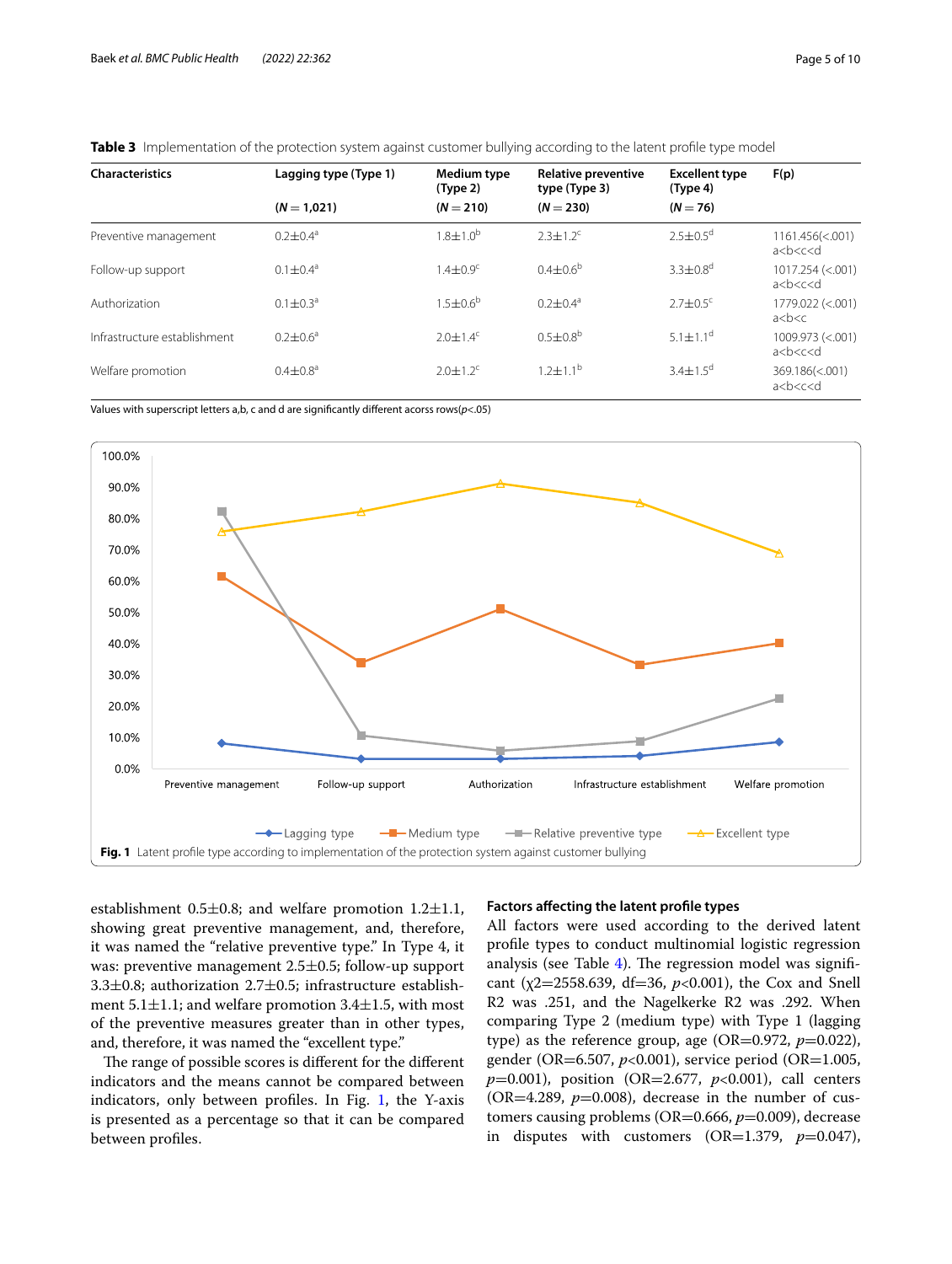**Table 3** Implementation of the protection system against customer bullying according to the latent profile type model

| Characteristics | Lagging type (Type 1) (*N* = 1,021) | Medium type (Type 2) (*N* = 210) | Relative preventive type (Type 3) (*N* = 230) | Excellent type (Type 4) (*N* = 76) | F(p) |
|---|---|---|---|---|---|
| Preventive management | 0.2±0.4[a] | 1.8±1.0[b] | 2.3±1.2[c] | 2.5±0.5[d] | 1161.456(<.001) a<b<c<d |
| Follow-up support | 0.1±0.4[a] | 1.4±0.9[c] | 0.4±0.6[b] | 3.3±0.8[d] | 1017.254 (<.001) a<b<c<d |
| Authorization | 0.1±0.3[a] | 1.5±0.6[b] | 0.2±0.4[a] | 2.7±0.5[c] | 1779.022 (<.001) a<b<c |
| Infrastructure establishment | 0.2±0.6[a] | 2.0±1.4[c] | 0.5±0.8[b] | 5.1±1.1[d] | 1009.973 (<.001) a<b<c<d |
| Welfare promotion | 0.4±0.8[a] | 2.0±1.2[c] | 1.2±1.1[b] | 3.4±1.5[d] | 369.186(<.001) a<b<c<d |

Values with superscript letters a,b, c and d are significantly different acorss rows($p$<.05)

**Fig. 1** Latent profile type according to implementation of the protection system against customer bullying

establishment 0.5±0.8; and welfare promotion 1.2±1.1, showing great preventive management, and, therefore, it was named the "relative preventive type." In Type 4, it was: preventive management 2.5±0.5; follow-up support 3.3±0.8; authorization 2.7±0.5; infrastructure establishment 5.1±1.1; and welfare promotion 3.4±1.5, with most of the preventive measures greater than in other types, and, therefore, it was named the "excellent type."

The range of possible scores is different for the different indicators and the means cannot be compared between indicators, only between profiles. In Fig. 1, the Y-axis is presented as a percentage so that it can be compared between profiles.

### Factors affecting the latent profile types

All factors were used according to the derived latent profile types to conduct multinomial logistic regression analysis (see Table 4). The regression model was significant ($\chi 2$=2558.639, df=36, $p$<0.001), the Cox and Snell R2 was .251, and the Nagelkerke R2 was .292. When comparing Type 2 (medium type) with Type 1 (lagging type) as the reference group, age (OR=0.972, $p$=0.022), gender (OR=6.507, $p$<0.001), service period (OR=1.005, $p$=0.001), position (OR=2.677, $p$<0.001), call centers (OR=4.289, $p$=0.008), decrease in the number of customers causing problems (OR=0.666, $p$=0.009), decrease in disputes with customers (OR=1.379, $p$=0.047),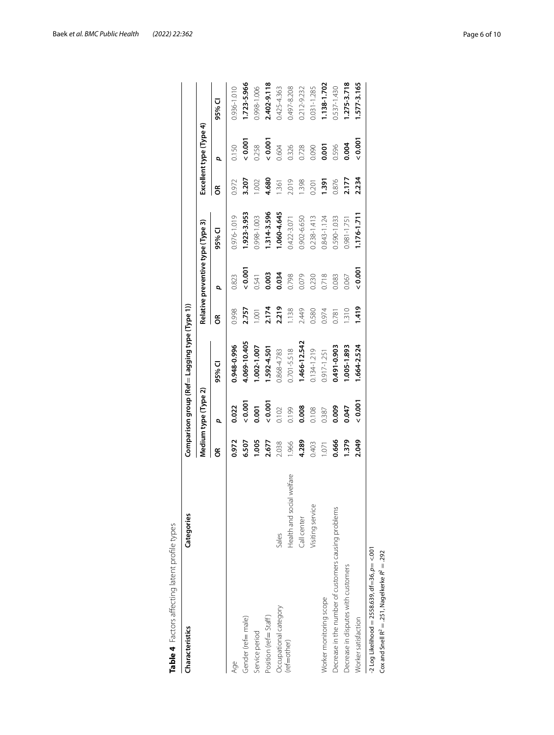**Table 4** Factors affecting latent profile types

| Characteristics | Categories | Comparison group (Ref = Lagging type (Type 1)) | | | | | | | | |
|---|---|---|---|---|---|---|---|---|---|---|
| | | Medium type (Type 2) | | | Relative preventive type (Type 3) | | | Excellent type (Type 4) | | |
| | | OR | p | 95% CI | OR | p | 95% CI | OR | p | 95% CI |
| Age | | **0.972** | **0.022** | **0.948-0.996** | 0.998 | 0.823 | 0.976-1.019 | 0.972 | 0.150 | 0.936-1.010 |
| Gender (ref = male) | | **6.507** | **< 0.001** | **4.069-10.405** | **2.757** | **< 0.001** | **1.923-3.953** | **3.207** | **< 0.001** | **1.723-5.966** |
| Service period | | **1.005** | **0.001** | **1.002-1.007** | 1.001 | 0.541 | 0.998-1.003 | 1.002 | 0.258 | 0.998-1.006 |
| Position (ref = Staff) | | **2.677** | **< 0.001** | **1.592-4.501** | **2.174** | **0.003** | **1.314-3.596** | **4.680** | **< 0.001** | **2.402-9.118** |
| Occupational category (ref=other) | Sales | 2.038 | 0.102 | 0.868-4.783 | **2.219** | **0.034** | **1.060-4.645** | 1.361 | 0.604 | 0.425-4.363 |
| | Health and social welfare | 1.966 | 0.199 | 0.701-5.518 | 1.138 | 0.798 | 0.422-3.071 | 2.019 | 0.326 | 0.497-8.208 |
| | Call center | **4.289** | **0.008** | **1.466-12.542** | 2.449 | 0.079 | 0.902-6.650 | 1.398 | 0.728 | 0.212-9.232 |
| | Visiting service | 0.403 | 0.108 | 0.134-1.219 | 0.580 | 0.230 | 0.238-1.413 | 0.201 | 0.090 | 0.031-1.285 |
| Worker monitoring scope | | 1.071 | 0.387 | 0.917-1.251 | 0.974 | 0.718 | 0.843-1.124 | **1.391** | **0.001** | **1.138-1.702** |
| Decrease in the number of customers causing problems | | **0.666** | **0.009** | **0.491-0.903** | 0.781 | 0.083 | 0.590-1.033 | 0.876 | 0.596 | 0.537-1.430 |
| Decrease in disputes with customers | | **1.379** | **0.047** | **1.005-1.893** | 1.310 | 0.067 | 0.981-1.751 | **2.177** | **0.004** | **1.275-3.718** |
| Worker satisfaction | | **2.049** | **< 0.001** | **1.664-2.524** | **1.419** | **< 0.001** | **1.176-1.711** | **2.234** | **< 0.001** | **1.577-3.165** |

-2 Log Likelihood = 2558.639, df=36, $p$= <.001

Cox and Snell $R^2$ = .251, Nagelkerke $R^2$ = .292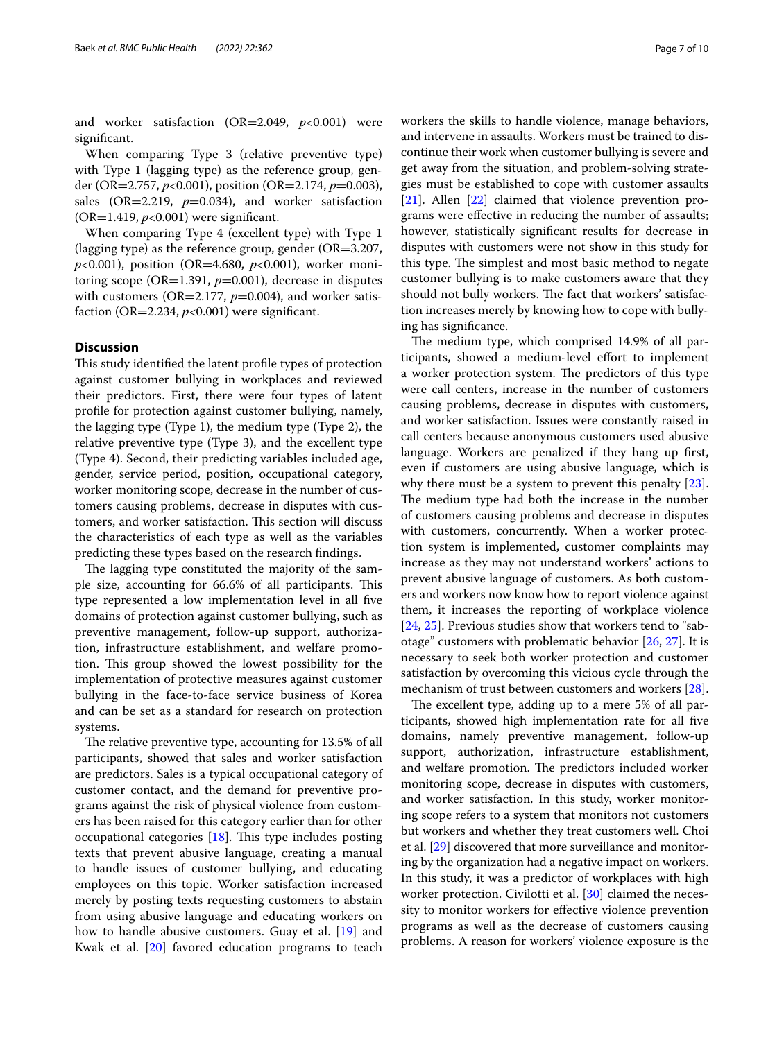and worker satisfaction (OR=2.049, $p<0.001$) were significant.

When comparing Type 3 (relative preventive type) with Type 1 (lagging type) as the reference group, gender (OR=2.757, $p<0.001$), position (OR=2.174, $p=0.003$), sales (OR=2.219, $p=0.034$), and worker satisfaction (OR=1.419, $p<0.001$) were significant.

When comparing Type 4 (excellent type) with Type 1 (lagging type) as the reference group, gender (OR=3.207, $p<0.001$), position (OR=4.680, $p<0.001$), worker monitoring scope (OR=1.391, $p=0.001$), decrease in disputes with customers (OR=2.177, $p=0.004$), and worker satisfaction (OR=2.234, $p<0.001$) were significant.

## Discussion

This study identified the latent profile types of protection against customer bullying in workplaces and reviewed their predictors. First, there were four types of latent profile for protection against customer bullying, namely, the lagging type (Type 1), the medium type (Type 2), the relative preventive type (Type 3), and the excellent type (Type 4). Second, their predicting variables included age, gender, service period, position, occupational category, worker monitoring scope, decrease in the number of customers causing problems, decrease in disputes with customers, and worker satisfaction. This section will discuss the characteristics of each type as well as the variables predicting these types based on the research findings.

The lagging type constituted the majority of the sample size, accounting for 66.6% of all participants. This type represented a low implementation level in all five domains of protection against customer bullying, such as preventive management, follow-up support, authorization, infrastructure establishment, and welfare promotion. This group showed the lowest possibility for the implementation of protective measures against customer bullying in the face-to-face service business of Korea and can be set as a standard for research on protection systems.

The relative preventive type, accounting for 13.5% of all participants, showed that sales and worker satisfaction are predictors. Sales is a typical occupational category of customer contact, and the demand for preventive programs against the risk of physical violence from customers has been raised for this category earlier than for other occupational categories [18]. This type includes posting texts that prevent abusive language, creating a manual to handle issues of customer bullying, and educating employees on this topic. Worker satisfaction increased merely by posting texts requesting customers to abstain from using abusive language and educating workers on how to handle abusive customers. Guay et al. [19] and Kwak et al. [20] favored education programs to teach workers the skills to handle violence, manage behaviors, and intervene in assaults. Workers must be trained to discontinue their work when customer bullying is severe and get away from the situation, and problem-solving strategies must be established to cope with customer assaults [21]. Allen [22] claimed that violence prevention programs were effective in reducing the number of assaults; however, statistically significant results for decrease in disputes with customers were not show in this study for this type. The simplest and most basic method to negate customer bullying is to make customers aware that they should not bully workers. The fact that workers' satisfaction increases merely by knowing how to cope with bullying has significance.

The medium type, which comprised 14.9% of all participants, showed a medium-level effort to implement a worker protection system. The predictors of this type were call centers, increase in the number of customers causing problems, decrease in disputes with customers, and worker satisfaction. Issues were constantly raised in call centers because anonymous customers used abusive language. Workers are penalized if they hang up first, even if customers are using abusive language, which is why there must be a system to prevent this penalty [23]. The medium type had both the increase in the number of customers causing problems and decrease in disputes with customers, concurrently. When a worker protection system is implemented, customer complaints may increase as they may not understand workers' actions to prevent abusive language of customers. As both customers and workers now know how to report violence against them, it increases the reporting of workplace violence [24, 25]. Previous studies show that workers tend to "sabotage" customers with problematic behavior [26, 27]. It is necessary to seek both worker protection and customer satisfaction by overcoming this vicious cycle through the mechanism of trust between customers and workers [28].

The excellent type, adding up to a mere 5% of all participants, showed high implementation rate for all five domains, namely preventive management, follow-up support, authorization, infrastructure establishment, and welfare promotion. The predictors included worker monitoring scope, decrease in disputes with customers, and worker satisfaction. In this study, worker monitoring scope refers to a system that monitors not customers but workers and whether they treat customers well. Choi et al. [29] discovered that more surveillance and monitoring by the organization had a negative impact on workers. In this study, it was a predictor of workplaces with high worker protection. Civilotti et al. [30] claimed the necessity to monitor workers for effective violence prevention programs as well as the decrease of customers causing problems. A reason for workers' violence exposure is the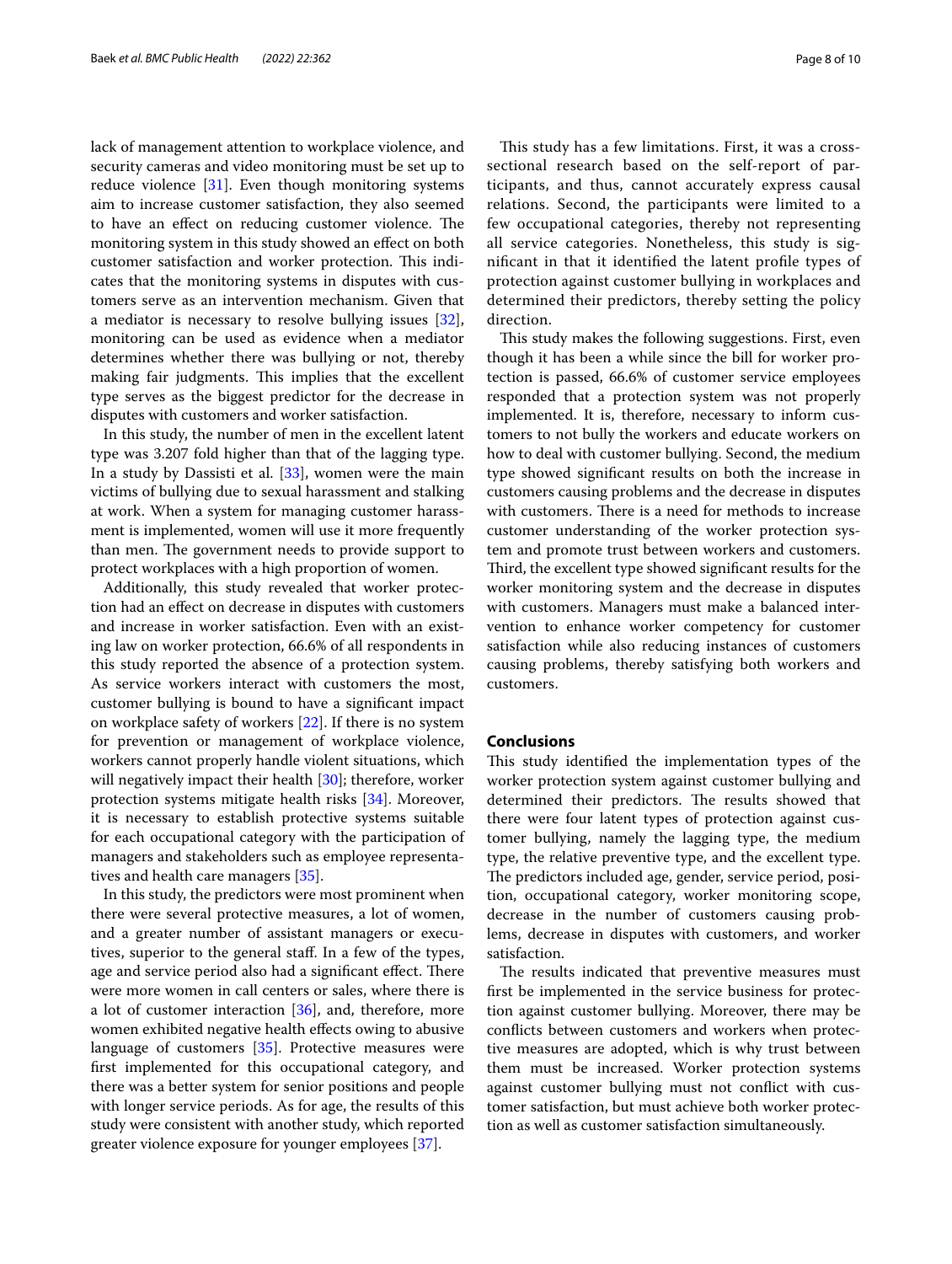lack of management attention to workplace violence, and security cameras and video monitoring must be set up to reduce violence [31]. Even though monitoring systems aim to increase customer satisfaction, they also seemed to have an effect on reducing customer violence. The monitoring system in this study showed an effect on both customer satisfaction and worker protection. This indicates that the monitoring systems in disputes with customers serve as an intervention mechanism. Given that a mediator is necessary to resolve bullying issues [32], monitoring can be used as evidence when a mediator determines whether there was bullying or not, thereby making fair judgments. This implies that the excellent type serves as the biggest predictor for the decrease in disputes with customers and worker satisfaction.

In this study, the number of men in the excellent latent type was 3.207 fold higher than that of the lagging type. In a study by Dassisti et al. [33], women were the main victims of bullying due to sexual harassment and stalking at work. When a system for managing customer harassment is implemented, women will use it more frequently than men. The government needs to provide support to protect workplaces with a high proportion of women.

Additionally, this study revealed that worker protection had an effect on decrease in disputes with customers and increase in worker satisfaction. Even with an existing law on worker protection, 66.6% of all respondents in this study reported the absence of a protection system. As service workers interact with customers the most, customer bullying is bound to have a significant impact on workplace safety of workers [22]. If there is no system for prevention or management of workplace violence, workers cannot properly handle violent situations, which will negatively impact their health [30]; therefore, worker protection systems mitigate health risks [34]. Moreover, it is necessary to establish protective systems suitable for each occupational category with the participation of managers and stakeholders such as employee representatives and health care managers [35].

In this study, the predictors were most prominent when there were several protective measures, a lot of women, and a greater number of assistant managers or executives, superior to the general staff. In a few of the types, age and service period also had a significant effect. There were more women in call centers or sales, where there is a lot of customer interaction [36], and, therefore, more women exhibited negative health effects owing to abusive language of customers [35]. Protective measures were first implemented for this occupational category, and there was a better system for senior positions and people with longer service periods. As for age, the results of this study were consistent with another study, which reported greater violence exposure for younger employees [37].

This study has a few limitations. First, it was a cross-sectional research based on the self-report of participants, and thus, cannot accurately express causal relations. Second, the participants were limited to a few occupational categories, thereby not representing all service categories. Nonetheless, this study is significant in that it identified the latent profile types of protection against customer bullying in workplaces and determined their predictors, thereby setting the policy direction.

This study makes the following suggestions. First, even though it has been a while since the bill for worker protection is passed, 66.6% of customer service employees responded that a protection system was not properly implemented. It is, therefore, necessary to inform customers to not bully the workers and educate workers on how to deal with customer bullying. Second, the medium type showed significant results on both the increase in customers causing problems and the decrease in disputes with customers. There is a need for methods to increase customer understanding of the worker protection system and promote trust between workers and customers. Third, the excellent type showed significant results for the worker monitoring system and the decrease in disputes with customers. Managers must make a balanced intervention to enhance worker competency for customer satisfaction while also reducing instances of customers causing problems, thereby satisfying both workers and customers.

## Conclusions

This study identified the implementation types of the worker protection system against customer bullying and determined their predictors. The results showed that there were four latent types of protection against customer bullying, namely the lagging type, the medium type, the relative preventive type, and the excellent type. The predictors included age, gender, service period, position, occupational category, worker monitoring scope, decrease in the number of customers causing problems, decrease in disputes with customers, and worker satisfaction.

The results indicated that preventive measures must first be implemented in the service business for protection against customer bullying. Moreover, there may be conflicts between customers and workers when protective measures are adopted, which is why trust between them must be increased. Worker protection systems against customer bullying must not conflict with customer satisfaction, but must achieve both worker protection as well as customer satisfaction simultaneously.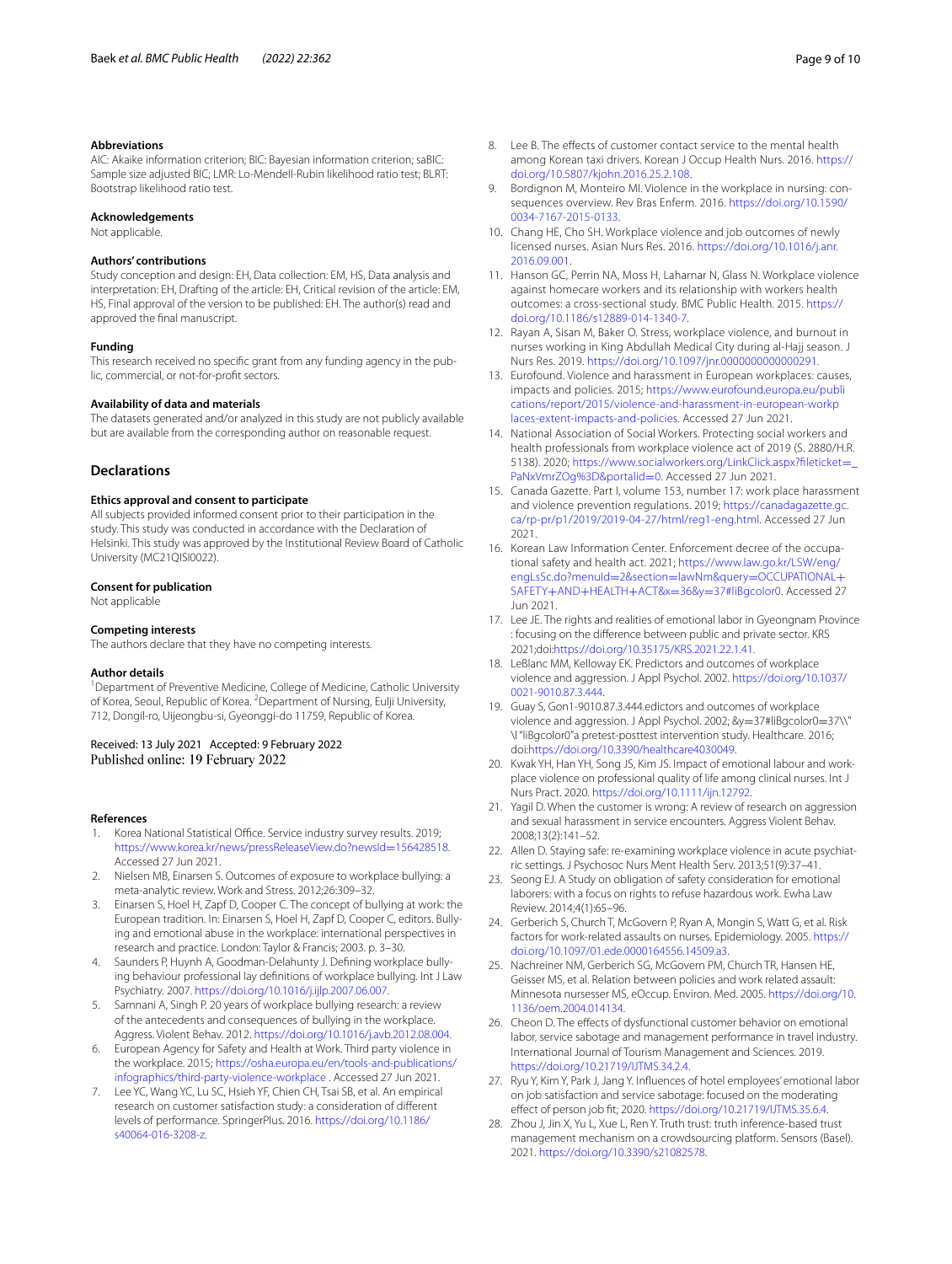### Abbreviations

AIC: Akaike information criterion; BIC: Bayesian information criterion; saBIC: Sample size adjusted BIC; LMR: Lo-Mendell-Rubin likelihood ratio test; BLRT: Bootstrap likelihood ratio test.

### Acknowledgements

Not applicable.

### Authors' contributions

Study conception and design: EH, Data collection: EM, HS, Data analysis and interpretation: EH, Drafting of the article: EH, Critical revision of the article: EM, HS, Final approval of the version to be published: EH. The author(s) read and approved the final manuscript.

### Funding

This research received no specific grant from any funding agency in the public, commercial, or not-for-profit sectors.

### Availability of data and materials

The datasets generated and/or analyzed in this study are not publicly available but are available from the corresponding author on reasonable request.

## Declarations

### Ethics approval and consent to participate

All subjects provided informed consent prior to their participation in the study. This study was conducted in accordance with the Declaration of Helsinki. This study was approved by the Institutional Review Board of Catholic University (MC21QISI0022).

### Consent for publication

Not applicable

### Competing interests

The authors declare that they have no competing interests.

### Author details

[1]Department of Preventive Medicine, College of Medicine, Catholic University of Korea, Seoul, Republic of Korea. [2]Department of Nursing, Eulji University, 712, Dongil-ro, Uijeongbu-si, Gyeonggi-do 11759, Republic of Korea.

Received: 13 July 2021 Accepted: 9 February 2022
Published online: 19 February 2022

### References

1. Korea National Statistical Office. Service industry survey results. 2019; https://www.korea.kr/news/pressReleaseView.do?newsId=156428518. Accessed 27 Jun 2021.
2. Nielsen MB, Einarsen S. Outcomes of exposure to workplace bullying: a meta-analytic review. Work and Stress. 2012;26:309–32.
3. Einarsen S, Hoel H, Zapf D, Cooper C. The concept of bullying at work: the European tradition. In: Einarsen S, Hoel H, Zapf D, Cooper C, editors. Bullying and emotional abuse in the workplace: international perspectives in research and practice. London: Taylor & Francis; 2003. p. 3–30.
4. Saunders P, Huynh A, Goodman-Delahunty J. Defining workplace bullying behaviour professional lay definitions of workplace bullying. Int J Law Psychiatry. 2007. https://doi.org/10.1016/j.ijlp.2007.06.007.
5. Samnani A, Singh P. 20 years of workplace bullying research: a review of the antecedents and consequences of bullying in the workplace. Aggress. Violent Behav. 2012. https://doi.org/10.1016/j.avb.2012.08.004.
6. European Agency for Safety and Health at Work. Third party violence in the workplace. 2015; https://osha.europa.eu/en/tools-and-publications/infographics/third-party-violence-workplace . Accessed 27 Jun 2021.
7. Lee YC, Wang YC, Lu SC, Hsieh YF, Chien CH, Tsai SB, et al. An empirical research on customer satisfaction study: a consideration of different levels of performance. SpringerPlus. 2016. https://doi.org/10.1186/s40064-016-3208-z.
8. Lee B. The effects of customer contact service to the mental health among Korean taxi drivers. Korean J Occup Health Nurs. 2016. https://doi.org/10.5807/kjohn.2016.25.2.108.
9. Bordignon M, Monteiro MI. Violence in the workplace in nursing: consequences overview. Rev Bras Enferm. 2016. https://doi.org/10.1590/0034-7167-2015-0133.
10. Chang HE, Cho SH. Workplace violence and job outcomes of newly licensed nurses. Asian Nurs Res. 2016. https://doi.org/10.1016/j.anr.2016.09.001.
11. Hanson GC, Perrin NA, Moss H, Laharnar N, Glass N. Workplace violence against homecare workers and its relationship with workers health outcomes: a cross-sectional study. BMC Public Health. 2015. https://doi.org/10.1186/s12889-014-1340-7.
12. Rayan A, Sisan M, Baker O. Stress, workplace violence, and burnout in nurses working in King Abdullah Medical City during al-Hajj season. J Nurs Res. 2019. https://doi.org/10.1097/jnr.0000000000000291.
13. Eurofound. Violence and harassment in European workplaces: causes, impacts and policies. 2015; https://www.eurofound.europa.eu/publications/report/2015/violence-and-harassment-in-european-workplaces-extent-impacts-and-policies. Accessed 27 Jun 2021.
14. National Association of Social Workers. Protecting social workers and health professionals from workplace violence act of 2019 (S. 2880/H.R. 5138). 2020; https://www.socialworkers.org/LinkClick.aspx?fileticket=_PaNxVmrZOg%3D&portalid=0. Accessed 27 Jun 2021.
15. Canada Gazette. Part I, volume 153, number 17: work place harassment and violence prevention regulations. 2019; https://canadagazette.gc.ca/rp-pr/p1/2019/2019-04-27/html/reg1-eng.html. Accessed 27 Jun 2021.
16. Korean Law Information Center. Enforcement decree of the occupational safety and health act. 2021; https://www.law.go.kr/LSW/eng/engLsSc.do?menuId=2&section=lawNm&query=OCCUPATIONAL+SAFETY+AND+HEALTH+ACT&x=36&y=37#liBgcolor0. Accessed 27 Jun 2021.
17. Lee JE. The rights and realities of emotional labor in Gyeongnam Province : focusing on the difference between public and private sector. KRS 2021;doi:https://doi.org/10.35175/KRS.2021.22.1.41.
18. LeBlanc MM, Kelloway EK. Predictors and outcomes of workplace violence and aggression. J Appl Psychol. 2002. https://doi.org/10.1037/0021-9010.87.3.444.
19. Guay S, Gon1-9010.87.3.444.edictors and outcomes of workplace violence and aggression. J Appl Psychol. 2002; &y=37#liBgcolor0=37\\" \| "liBgcolor0"a pretest-posttest intervention study. Healthcare. 2016; doi:https://doi.org/10.3390/healthcare4030049.
20. Kwak YH, Han YH, Song JS, Kim JS. Impact of emotional labour and workplace violence on professional quality of life among clinical nurses. Int J Nurs Pract. 2020. https://doi.org/10.1111/ijn.12792.
21. Yagil D. When the customer is wrong: A review of research on aggression and sexual harassment in service encounters. Aggress Violent Behav. 2008;13(2):141–52.
22. Allen D. Staying safe: re-examining workplace violence in acute psychiatric settings. J Psychosoc Nurs Ment Health Serv. 2013;51(9):37–41.
23. Seong EJ. A Study on obligation of safety consideration for emotional laborers: with a focus on rights to refuse hazardous work. Ewha Law Review. 2014;4(1):65–96.
24. Gerberich S, Church T, McGovern P, Ryan A, Mongin S, Watt G, et al. Risk factors for work-related assaults on nurses. Epidemiology. 2005. https://doi.org/10.1097/01.ede.0000164556.14509.a3.
25. Nachreiner NM, Gerberich SG, McGovern PM, Church TR, Hansen HE, Geisser MS, et al. Relation between policies and work related assault: Minnesota nursersee MS, eOccup. Environ. Med. 2005. https://doi.org/10.1136/oem.2004.014134.
26. Cheon D. The effects of dysfunctional customer behavior on emotional labor, service sabotage and management performance in travel industry. International Journal of Tourism Management and Sciences. 2019. https://doi.org/10.21719/IJTMS.34.2.4.
27. Ryu Y, Kim Y, Park J, Jang Y. Influences of hotel employees' emotional labor on job satisfaction and service sabotage: focused on the moderating effect of person job fit; 2020. https://doi.org/10.21719/IJTMS.35.6.4.
28. Zhou J, Jin X, Yu L, Xue L, Ren Y. Truth trust: truth inference-based trust management mechanism on a crowdsourcing platform. Sensors (Basel). 2021. https://doi.org/10.3390/s21082578.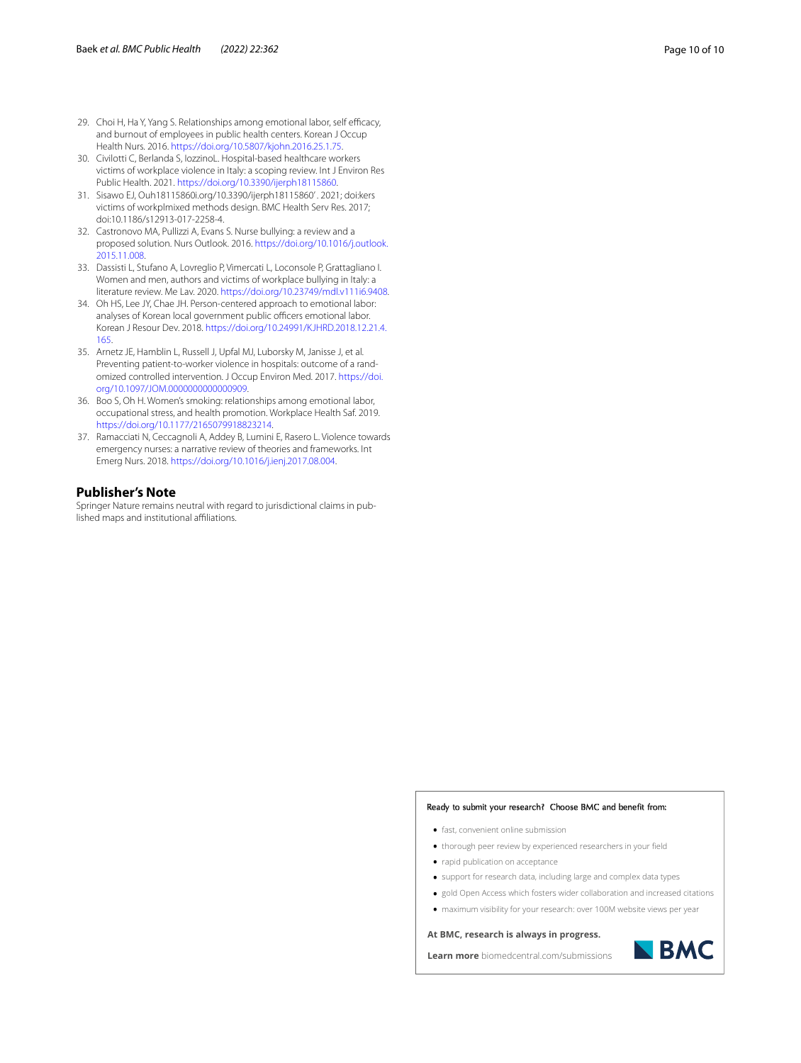29. Choi H, Ha Y, Yang S. Relationships among emotional labor, self efficacy, and burnout of employees in public health centers. Korean J Occup Health Nurs. 2016. https://doi.org/10.5807/kjohn.2016.25.1.75.
30. Civilotti C, Berlanda S, IozzinoL. Hospital-based healthcare workers victims of workplace violence in Italy: a scoping review. Int J Environ Res Public Health. 2021. https://doi.org/10.3390/ijerph18115860.
31. Sisawo EJ, Ouh18115860i.org/10.3390/ijerph18115860'. 2021; doi:kers victims of workplmixed methods design. BMC Health Serv Res. 2017; doi:10.1186/s12913-017-2258-4.
32. Castronovo MA, Pullizzi A, Evans S. Nurse bullying: a review and a proposed solution. Nurs Outlook. 2016. https://doi.org/10.1016/j.outlook.2015.11.008.
33. Dassisti L, Stufano A, Lovreglio P, Vimercati L, Loconsole P, Grattagliano I. Women and men, authors and victims of workplace bullying in Italy: a literature review. Me Lav. 2020. https://doi.org/10.23749/mdl.v111i6.9408.
34. Oh HS, Lee JY, Chae JH. Person-centered approach to emotional labor: analyses of Korean local government public officers emotional labor. Korean J Resour Dev. 2018. https://doi.org/10.24991/KJHRD.2018.12.21.4.165.
35. Arnetz JE, Hamblin L, Russell J, Upfal MJ, Luborsky M, Janisse J, et al. Preventing patient-to-worker violence in hospitals: outcome of a randomized controlled intervention. J Occup Environ Med. 2017. https://doi.org/10.1097/JOM.0000000000000909.
36. Boo S, Oh H. Women's smoking: relationships among emotional labor, occupational stress, and health promotion. Workplace Health Saf. 2019. https://doi.org/10.1177/2165079918823214.
37. Ramacciati N, Ceccagnoli A, Addey B, Lumini E, Rasero L. Violence towards emergency nurses: a narrative review of theories and frameworks. Int Emerg Nurs. 2018. https://doi.org/10.1016/j.ienj.2017.08.004.

## Publisher's Note

Springer Nature remains neutral with regard to jurisdictional claims in published maps and institutional affiliations.

Ready to submit your research? Choose BMC and benefit from:

- fast, convenient online submission
- thorough peer review by experienced researchers in your field
- rapid publication on acceptance
- support for research data, including large and complex data types
- gold Open Access which fosters wider collaboration and increased citations
- maximum visibility for your research: over 100M website views per year

**At BMC, research is always in progress.**

**Learn more** biomedcentral.com/submissions

BMC